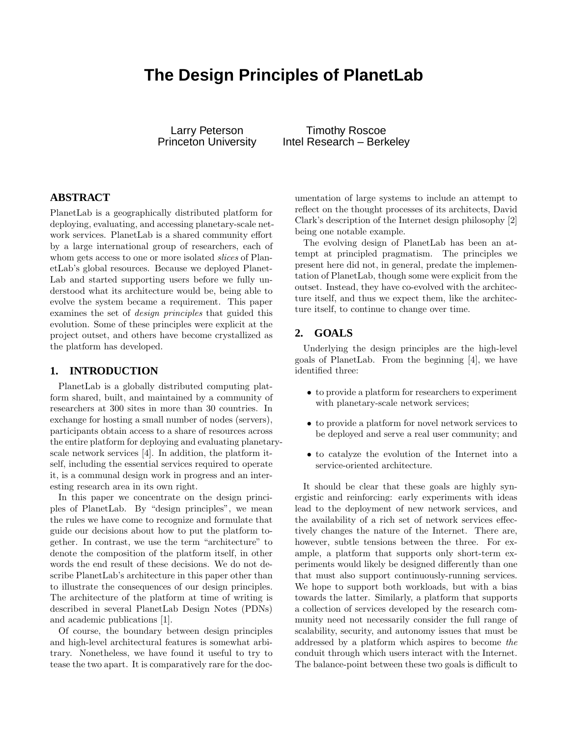# The Design Principles of PlanetLab

Larry Peterson
Princeton University

Timothy Roscoe
Intel Research – Berkeley

## ABSTRACT

PlanetLab is a geographically distributed platform for deploying, evaluating, and accessing planetary-scale network services. PlanetLab is a shared community effort by a large international group of researchers, each of whom gets access to one or more isolated *slices* of PlanetLab's global resources. Because we deployed PlanetLab and started supporting users before we fully understood what its architecture would be, being able to evolve the system became a requirement. This paper examines the set of *design principles* that guided this evolution. Some of these principles were explicit at the project outset, and others have become crystallized as the platform has developed.

## 1. INTRODUCTION

PlanetLab is a globally distributed computing platform shared, built, and maintained by a community of researchers at 300 sites in more than 30 countries. In exchange for hosting a small number of nodes (servers), participants obtain access to a share of resources across the entire platform for deploying and evaluating planetary-scale network services [4]. In addition, the platform itself, including the essential services required to operate it, is a communal design work in progress and an interesting research area in its own right.

In this paper we concentrate on the design principles of PlanetLab. By "design principles", we mean the rules we have come to recognize and formulate that guide our decisions about how to put the platform together. In contrast, we use the term "architecture" to denote the composition of the platform itself, in other words the end result of these decisions. We do not describe PlanetLab's architecture in this paper other than to illustrate the consequences of our design principles. The architecture of the platform at time of writing is described in several PlanetLab Design Notes (PDNs) and academic publications [1].

Of course, the boundary between design principles and high-level architectural features is somewhat arbitrary. Nonetheless, we have found it useful to try to tease the two apart. It is comparatively rare for the documentation of large systems to include an attempt to reflect on the thought processes of its architects, David Clark's description of the Internet design philosophy [2] being one notable example.

The evolving design of PlanetLab has been an attempt at principled pragmatism. The principles we present here did not, in general, predate the implementation of PlanetLab, though some were explicit from the outset. Instead, they have co-evolved with the architecture itself, and thus we expect them, like the architecture itself, to continue to change over time.

## 2. GOALS

Underlying the design principles are the high-level goals of PlanetLab. From the beginning [4], we have identified three:

- to provide a platform for researchers to experiment with planetary-scale network services;
- to provide a platform for novel network services to be deployed and serve a real user community; and
- to catalyze the evolution of the Internet into a service-oriented architecture.

It should be clear that these goals are highly synergistic and reinforcing: early experiments with ideas lead to the deployment of new network services, and the availability of a rich set of network services effectively changes the nature of the Internet. There are, however, subtle tensions between the three. For example, a platform that supports only short-term experiments would likely be designed differently than one that must also support continuously-running services. We hope to support both workloads, but with a bias towards the latter. Similarly, a platform that supports a collection of services developed by the research community need not necessarily consider the full range of scalability, security, and autonomy issues that must be addressed by a platform which aspires to become *the* conduit through which users interact with the Internet. The balance-point between these two goals is difficult to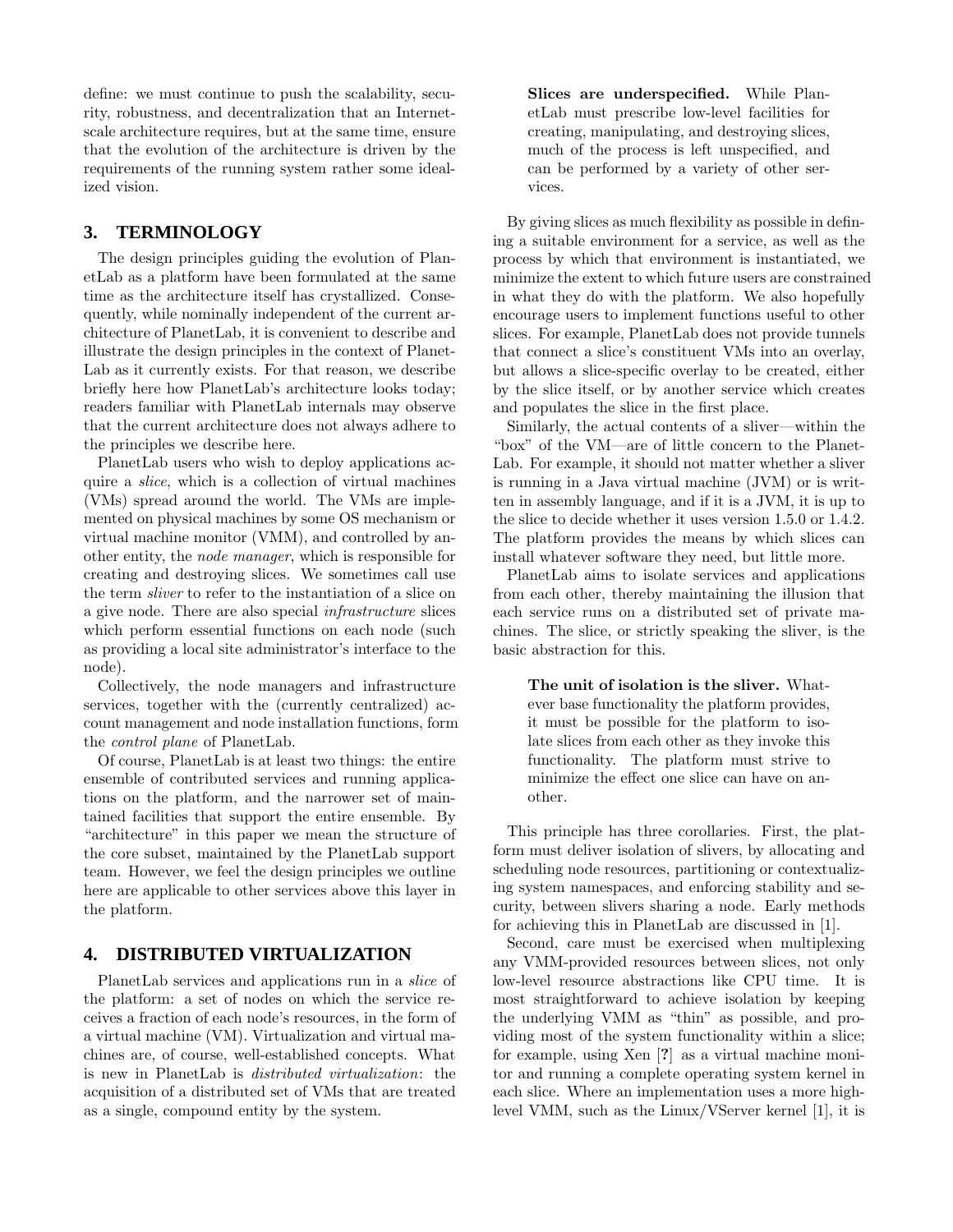define: we must continue to push the scalability, security, robustness, and decentralization that an Internet-scale architecture requires, but at the same time, ensure that the evolution of the architecture is driven by the requirements of the running system rather some idealized vision.

## 3. TERMINOLOGY

The design principles guiding the evolution of PlanetLab as a platform have been formulated at the same time as the architecture itself has crystallized. Consequently, while nominally independent of the current architecture of PlanetLab, it is convenient to describe and illustrate the design principles in the context of PlanetLab as it currently exists. For that reason, we describe briefly here how PlanetLab's architecture looks today; readers familiar with PlanetLab internals may observe that the current architecture does not always adhere to the principles we describe here.

PlanetLab users who wish to deploy applications acquire a *slice*, which is a collection of virtual machines (VMs) spread around the world. The VMs are implemented on physical machines by some OS mechanism or virtual machine monitor (VMM), and controlled by another entity, the *node manager*, which is responsible for creating and destroying slices. We sometimes call use the term *sliver* to refer to the instantiation of a slice on a give node. There are also special *infrastructure* slices which perform essential functions on each node (such as providing a local site administrator's interface to the node).

Collectively, the node managers and infrastructure services, together with the (currently centralized) account management and node installation functions, form the *control plane* of PlanetLab.

Of course, PlanetLab is at least two things: the entire ensemble of contributed services and running applications on the platform, and the narrower set of maintained facilities that support the entire ensemble. By "architecture" in this paper we mean the structure of the core subset, maintained by the PlanetLab support team. However, we feel the design principles we outline here are applicable to other services above this layer in the platform.

## 4. DISTRIBUTED VIRTUALIZATION

PlanetLab services and applications run in a *slice* of the platform: a set of nodes on which the service receives a fraction of each node's resources, in the form of a virtual machine (VM). Virtualization and virtual machines are, of course, well-established concepts. What is new in PlanetLab is *distributed virtualization*: the acquisition of a distributed set of VMs that are treated as a single, compound entity by the system.

> **Slices are underspecified.** While PlanetLab must prescribe low-level facilities for creating, manipulating, and destroying slices, much of the process is left unspecified, and can be performed by a variety of other services.

By giving slices as much flexibility as possible in defining a suitable environment for a service, as well as the process by which that environment is instantiated, we minimize the extent to which future users are constrained in what they do with the platform. We also hopefully encourage users to implement functions useful to other slices. For example, PlanetLab does not provide tunnels that connect a slice's constituent VMs into an overlay, but allows a slice-specific overlay to be created, either by the slice itself, or by another service which creates and populates the slice in the first place.

Similarly, the actual contents of a sliver—within the "box" of the VM—are of little concern to the PlanetLab. For example, it should not matter whether a sliver is running in a Java virtual machine (JVM) or is written in assembly language, and if it is a JVM, it is up to the slice to decide whether it uses version 1.5.0 or 1.4.2. The platform provides the means by which slices can install whatever software they need, but little more.

PlanetLab aims to isolate services and applications from each other, thereby maintaining the illusion that each service runs on a distributed set of private machines. The slice, or strictly speaking the sliver, is the basic abstraction for this.

> **The unit of isolation is the sliver.** Whatever base functionality the platform provides, it must be possible for the platform to isolate slices from each other as they invoke this functionality. The platform must strive to minimize the effect one slice can have on another.

This principle has three corollaries. First, the platform must deliver isolation of slivers, by allocating and scheduling node resources, partitioning or contextualizing system namespaces, and enforcing stability and security, between slivers sharing a node. Early methods for achieving this in PlanetLab are discussed in [1].

Second, care must be exercised when multiplexing any VMM-provided resources between slices, not only low-level resource abstractions like CPU time. It is most straightforward to achieve isolation by keeping the underlying VMM as "thin" as possible, and providing most of the system functionality within a slice; for example, using Xen [?] as a virtual machine monitor and running a complete operating system kernel in each slice. Where an implementation uses a more high-level VMM, such as the Linux/VServer kernel [1], it is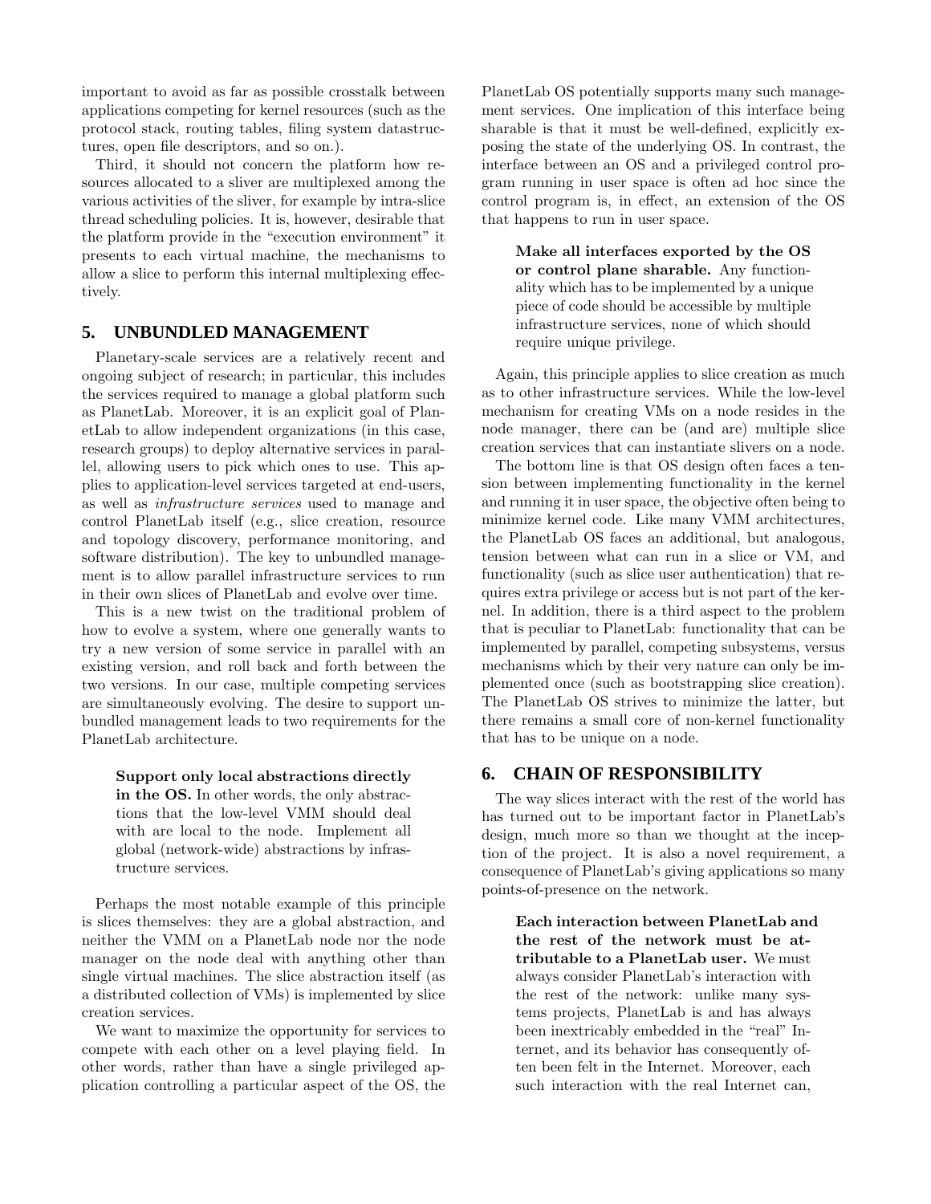important to avoid as far as possible crosstalk between applications competing for kernel resources (such as the protocol stack, routing tables, filing system datastructures, open file descriptors, and so on.).

Third, it should not concern the platform how resources allocated to a sliver are multiplexed among the various activities of the sliver, for example by intra-slice thread scheduling policies. It is, however, desirable that the platform provide in the "execution environment" it presents to each virtual machine, the mechanisms to allow a slice to perform this internal multiplexing effectively.

## 5. UNBUNDLED MANAGEMENT

Planetary-scale services are a relatively recent and ongoing subject of research; in particular, this includes the services required to manage a global platform such as PlanetLab. Moreover, it is an explicit goal of PlanetLab to allow independent organizations (in this case, research groups) to deploy alternative services in parallel, allowing users to pick which ones to use. This applies to application-level services targeted at end-users, as well as *infrastructure services* used to manage and control PlanetLab itself (e.g., slice creation, resource and topology discovery, performance monitoring, and software distribution). The key to unbundled management is to allow parallel infrastructure services to run in their own slices of PlanetLab and evolve over time.

This is a new twist on the traditional problem of how to evolve a system, where one generally wants to try a new version of some service in parallel with an existing version, and roll back and forth between the two versions. In our case, multiple competing services are simultaneously evolving. The desire to support unbundled management leads to two requirements for the PlanetLab architecture.

> **Support only local abstractions directly in the OS.** In other words, the only abstractions that the low-level VMM should deal with are local to the node. Implement all global (network-wide) abstractions by infrastructure services.

Perhaps the most notable example of this principle is slices themselves: they are a global abstraction, and neither the VMM on a PlanetLab node nor the node manager on the node deal with anything other than single virtual machines. The slice abstraction itself (as a distributed collection of VMs) is implemented by slice creation services.

We want to maximize the opportunity for services to compete with each other on a level playing field. In other words, rather than have a single privileged application controlling a particular aspect of the OS, the PlanetLab OS potentially supports many such management services. One implication of this interface being sharable is that it must be well-defined, explicitly exposing the state of the underlying OS. In contrast, the interface between an OS and a privileged control program running in user space is often ad hoc since the control program is, in effect, an extension of the OS that happens to run in user space.

> **Make all interfaces exported by the OS or control plane sharable.** Any functionality which has to be implemented by a unique piece of code should be accessible by multiple infrastructure services, none of which should require unique privilege.

Again, this principle applies to slice creation as much as to other infrastructure services. While the low-level mechanism for creating VMs on a node resides in the node manager, there can be (and are) multiple slice creation services that can instantiate slivers on a node.

The bottom line is that OS design often faces a tension between implementing functionality in the kernel and running it in user space, the objective often being to minimize kernel code. Like many VMM architectures, the PlanetLab OS faces an additional, but analogous, tension between what can run in a slice or VM, and functionality (such as slice user authentication) that requires extra privilege or access but is not part of the kernel. In addition, there is a third aspect to the problem that is peculiar to PlanetLab: functionality that can be implemented by parallel, competing subsystems, versus mechanisms which by their very nature can only be implemented once (such as bootstrapping slice creation). The PlanetLab OS strives to minimize the latter, but there remains a small core of non-kernel functionality that has to be unique on a node.

## 6. CHAIN OF RESPONSIBILITY

The way slices interact with the rest of the world has has turned out to be important factor in PlanetLab's design, much more so than we thought at the inception of the project. It is also a novel requirement, a consequence of PlanetLab's giving applications so many points-of-presence on the network.

> **Each interaction between PlanetLab and the rest of the network must be attributable to a PlanetLab user.** We must always consider PlanetLab's interaction with the rest of the network: unlike many systems projects, PlanetLab is and has always been inextricably embedded in the "real" Internet, and its behavior has consequently often been felt in the Internet. Moreover, each such interaction with the real Internet can,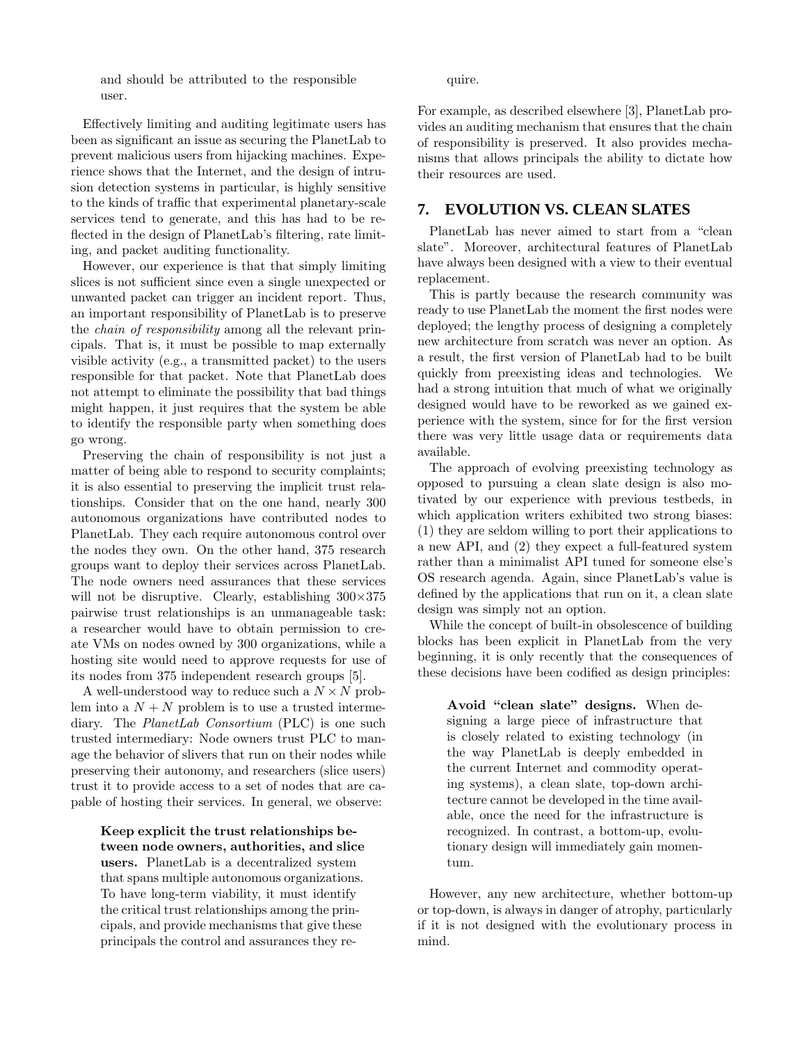and should be attributed to the responsible user.

Effectively limiting and auditing legitimate users has been as significant an issue as securing the PlanetLab to prevent malicious users from hijacking machines. Experience shows that the Internet, and the design of intrusion detection systems in particular, is highly sensitive to the kinds of traffic that experimental planetary-scale services tend to generate, and this has had to be reflected in the design of PlanetLab's filtering, rate limiting, and packet auditing functionality.

However, our experience is that that simply limiting slices is not sufficient since even a single unexpected or unwanted packet can trigger an incident report. Thus, an important responsibility of PlanetLab is to preserve the *chain of responsibility* among all the relevant principals. That is, it must be possible to map externally visible activity (e.g., a transmitted packet) to the users responsible for that packet. Note that PlanetLab does not attempt to eliminate the possibility that bad things might happen, it just requires that the system be able to identify the responsible party when something does go wrong.

Preserving the chain of responsibility is not just a matter of being able to respond to security complaints; it is also essential to preserving the implicit trust relationships. Consider that on the one hand, nearly 300 autonomous organizations have contributed nodes to PlanetLab. They each require autonomous control over the nodes they own. On the other hand, 375 research groups want to deploy their services across PlanetLab. The node owners need assurances that these services will not be disruptive. Clearly, establishing $300\times375$ pairwise trust relationships is an unmanageable task: a researcher would have to obtain permission to create VMs on nodes owned by 300 organizations, while a hosting site would need to approve requests for use of its nodes from 375 independent research groups [5].

A well-understood way to reduce such a $N \times N$ problem into a $N + N$ problem is to use a trusted intermediary. The *PlanetLab Consortium* (PLC) is one such trusted intermediary: Node owners trust PLC to manage the behavior of slivers that run on their nodes while preserving their autonomy, and researchers (slice users) trust it to provide access to a set of nodes that are capable of hosting their services. In general, we observe:

> **Keep explicit the trust relationships between node owners, authorities, and slice users.** PlanetLab is a decentralized system that spans multiple autonomous organizations. To have long-term viability, it must identify the critical trust relationships among the principals, and provide mechanisms that give these principals the control and assurances they require.

For example, as described elsewhere [3], PlanetLab provides an auditing mechanism that ensures that the chain of responsibility is preserved. It also provides mechanisms that allows principals the ability to dictate how their resources are used.

## 7. EVOLUTION VS. CLEAN SLATES

PlanetLab has never aimed to start from a "clean slate". Moreover, architectural features of PlanetLab have always been designed with a view to their eventual replacement.

This is partly because the research community was ready to use PlanetLab the moment the first nodes were deployed; the lengthy process of designing a completely new architecture from scratch was never an option. As a result, the first version of PlanetLab had to be built quickly from preexisting ideas and technologies. We had a strong intuition that much of what we originally designed would have to be reworked as we gained experience with the system, since for for the first version there was very little usage data or requirements data available.

The approach of evolving preexisting technology as opposed to pursuing a clean slate design is also motivated by our experience with previous testbeds, in which application writers exhibited two strong biases: (1) they are seldom willing to port their applications to a new API, and (2) they expect a full-featured system rather than a minimalist API tuned for someone else's OS research agenda. Again, since PlanetLab's value is defined by the applications that run on it, a clean slate design was simply not an option.

While the concept of built-in obsolescence of building blocks has been explicit in PlanetLab from the very beginning, it is only recently that the consequences of these decisions have been codified as design principles:

> **Avoid "clean slate" designs.** When designing a large piece of infrastructure that is closely related to existing technology (in the way PlanetLab is deeply embedded in the current Internet and commodity operating systems), a clean slate, top-down architecture cannot be developed in the time available, once the need for the infrastructure is recognized. In contrast, a bottom-up, evolutionary design will immediately gain momentum.

However, any new architecture, whether bottom-up or top-down, is always in danger of atrophy, particularly if it is not designed with the evolutionary process in mind.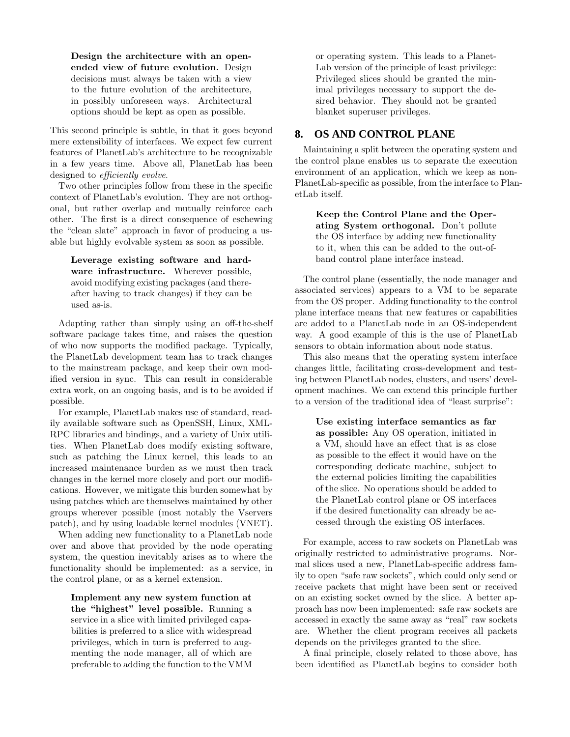> **Design the architecture with an open-ended view of future evolution.** Design decisions must always be taken with a view to the future evolution of the architecture, in possibly unforeseen ways. Architectural options should be kept as open as possible.

This second principle is subtle, in that it goes beyond mere extensibility of interfaces. We expect few current features of PlanetLab's architecture to be recognizable in a few years time. Above all, PlanetLab has been designed to *efficiently evolve*.

Two other principles follow from these in the specific context of PlanetLab's evolution. They are not orthogonal, but rather overlap and mutually reinforce each other. The first is a direct consequence of eschewing the "clean slate" approach in favor of producing a usable but highly evolvable system as soon as possible.

> **Leverage existing software and hardware infrastructure.** Wherever possible, avoid modifying existing packages (and thereafter having to track changes) if they can be used as-is.

Adapting rather than simply using an off-the-shelf software package takes time, and raises the question of who now supports the modified package. Typically, the PlanetLab development team has to track changes to the mainstream package, and keep their own modified version in sync. This can result in considerable extra work, on an ongoing basis, and is to be avoided if possible.

For example, PlanetLab makes use of standard, readily available software such as OpenSSH, Linux, XML-RPC libraries and bindings, and a variety of Unix utilities. When PlanetLab does modify existing software, such as patching the Linux kernel, this leads to an increased maintenance burden as we must then track changes in the kernel more closely and port our modifications. However, we mitigate this burden somewhat by using patches which are themselves maintained by other groups wherever possible (most notably the Vservers patch), and by using loadable kernel modules (VNET).

When adding new functionality to a PlanetLab node over and above that provided by the node operating system, the question inevitably arises as to where the functionality should be implemented: as a service, in the control plane, or as a kernel extension.

> **Implement any new system function at the "highest" level possible.** Running a service in a slice with limited privileged capabilities is preferred to a slice with widespread privileges, which in turn is preferred to augmenting the node manager, all of which are preferable to adding the function to the VMM or operating system. This leads to a PlanetLab version of the principle of least privilege: Privileged slices should be granted the minimal privileges necessary to support the desired behavior. They should not be granted blanket superuser privileges.

## 8. OS AND CONTROL PLANE

Maintaining a split between the operating system and the control plane enables us to separate the execution environment of an application, which we keep as non-PlanetLab-specific as possible, from the interface to PlanetLab itself.

> **Keep the Control Plane and the Operating System orthogonal.** Don't pollute the OS interface by adding new functionality to it, when this can be added to the out-of-band control plane interface instead.

The control plane (essentially, the node manager and associated services) appears to a VM to be separate from the OS proper. Adding functionality to the control plane interface means that new features or capabilities are added to a PlanetLab node in an OS-independent way. A good example of this is the use of PlanetLab sensors to obtain information about node status.

This also means that the operating system interface changes little, facilitating cross-development and testing between PlanetLab nodes, clusters, and users' development machines. We can extend this principle further to a version of the traditional idea of "least surprise":

> **Use existing interface semantics as far as possible:** Any OS operation, initiated in a VM, should have an effect that is as close as possible to the effect it would have on the corresponding dedicate machine, subject to the external policies limiting the capabilities of the slice. No operations should be added to the PlanetLab control plane or OS interfaces if the desired functionality can already be accessed through the existing OS interfaces.

For example, access to raw sockets on PlanetLab was originally restricted to administrative programs. Normal slices used a new, PlanetLab-specific address family to open "safe raw sockets", which could only send or receive packets that might have been sent or received on an existing socket owned by the slice. A better approach has now been implemented: safe raw sockets are accessed in exactly the same away as "real" raw sockets are. Whether the client program receives all packets depends on the privileges granted to the slice.

A final principle, closely related to those above, has been identified as PlanetLab begins to consider both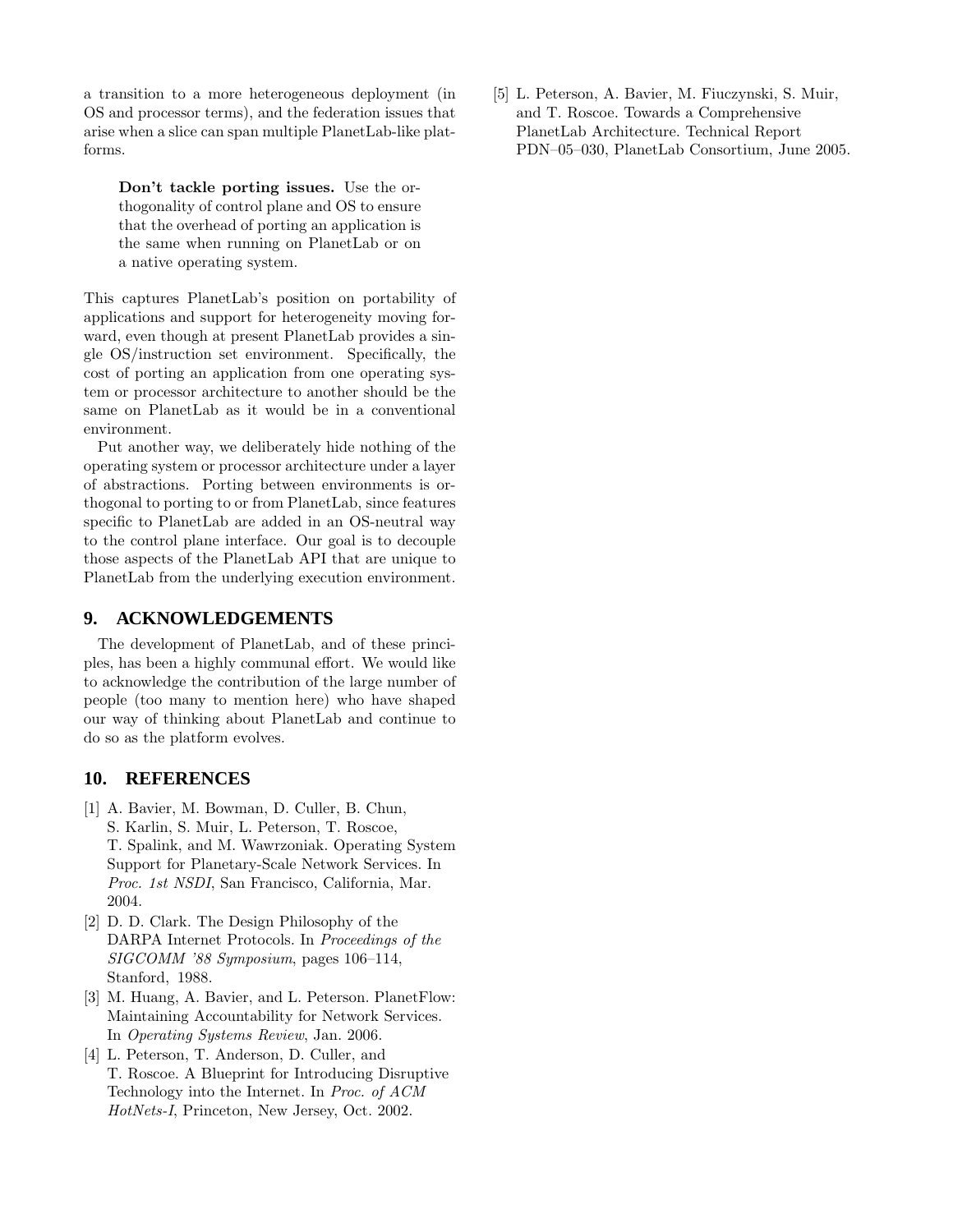a transition to a more heterogeneous deployment (in OS and processor terms), and the federation issues that arise when a slice can span multiple PlanetLab-like platforms.

> **Don't tackle porting issues.** Use the orthogonality of control plane and OS to ensure that the overhead of porting an application is the same when running on PlanetLab or on a native operating system.

This captures PlanetLab's position on portability of applications and support for heterogeneity moving forward, even though at present PlanetLab provides a single OS/instruction set environment. Specifically, the cost of porting an application from one operating system or processor architecture to another should be the same on PlanetLab as it would be in a conventional environment.

Put another way, we deliberately hide nothing of the operating system or processor architecture under a layer of abstractions. Porting between environments is orthogonal to porting to or from PlanetLab, since features specific to PlanetLab are added in an OS-neutral way to the control plane interface. Our goal is to decouple those aspects of the PlanetLab API that are unique to PlanetLab from the underlying execution environment.

## 9. ACKNOWLEDGEMENTS

The development of PlanetLab, and of these principles, has been a highly communal effort. We would like to acknowledge the contribution of the large number of people (too many to mention here) who have shaped our way of thinking about PlanetLab and continue to do so as the platform evolves.

## 10. REFERENCES

[1] A. Bavier, M. Bowman, D. Culler, B. Chun, S. Karlin, S. Muir, L. Peterson, T. Roscoe, T. Spalink, and M. Wawrzoniak. Operating System Support for Planetary-Scale Network Services. In *Proc. 1st NSDI*, San Francisco, California, Mar. 2004.

[2] D. D. Clark. The Design Philosophy of the DARPA Internet Protocols. In *Proceedings of the SIGCOMM '88 Symposium*, pages 106–114, Stanford, 1988.

[3] M. Huang, A. Bavier, and L. Peterson. PlanetFlow: Maintaining Accountability for Network Services. In *Operating Systems Review*, Jan. 2006.

[4] L. Peterson, T. Anderson, D. Culler, and T. Roscoe. A Blueprint for Introducing Disruptive Technology into the Internet. In *Proc. of ACM HotNets-I*, Princeton, New Jersey, Oct. 2002.

[5] L. Peterson, A. Bavier, M. Fiuczynski, S. Muir, and T. Roscoe. Towards a Comprehensive PlanetLab Architecture. Technical Report PDN–05–030, PlanetLab Consortium, June 2005.